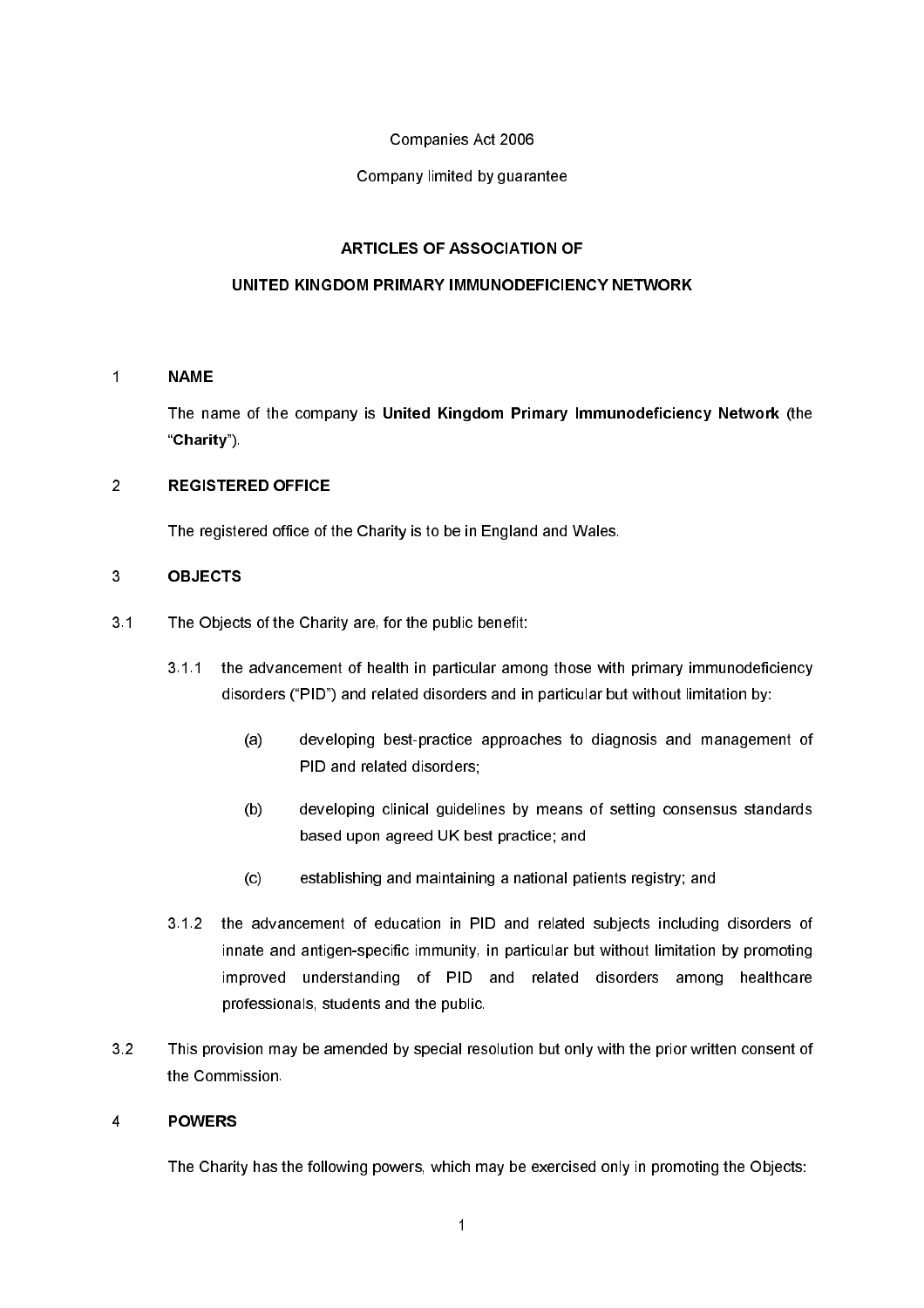Companies Act 2006

Company limited by guarantee

# ARTICLES OF ASSOCIATION OF

# UNITED KINGDOM PRIMARY IMMUNODEFICIENCY NETWORK

## 1 NAME

The name of the company is **United Kingdom Primary Immunodeficiency Network** (the "**Charity**").

## 2 REGISTERED OFFICE

The registered office of the Charity is to be in England and Wales.

## 3 OBJECTS

3.1 The Objects of the Charity are, for the public benefit:

3.1.1 the advancement of health in particular among those with primary immunodeficiency disorders ("PID") and related disorders and in particular but without limitation by:

(a) developing best-practice approaches to diagnosis and management of PID and related disorders;

(b) developing clinical guidelines by means of setting consensus standards based upon agreed UK best practice; and

(c) establishing and maintaining a national patients registry; and

3.1.2 the advancement of education in PID and related subjects including disorders of innate and antigen-specific immunity, in particular but without limitation by promoting improved understanding of PID and related disorders among healthcare professionals, students and the public.

3.2 This provision may be amended by special resolution but only with the prior written consent of the Commission.

## 4 POWERS

The Charity has the following powers, which may be exercised only in promoting the Objects: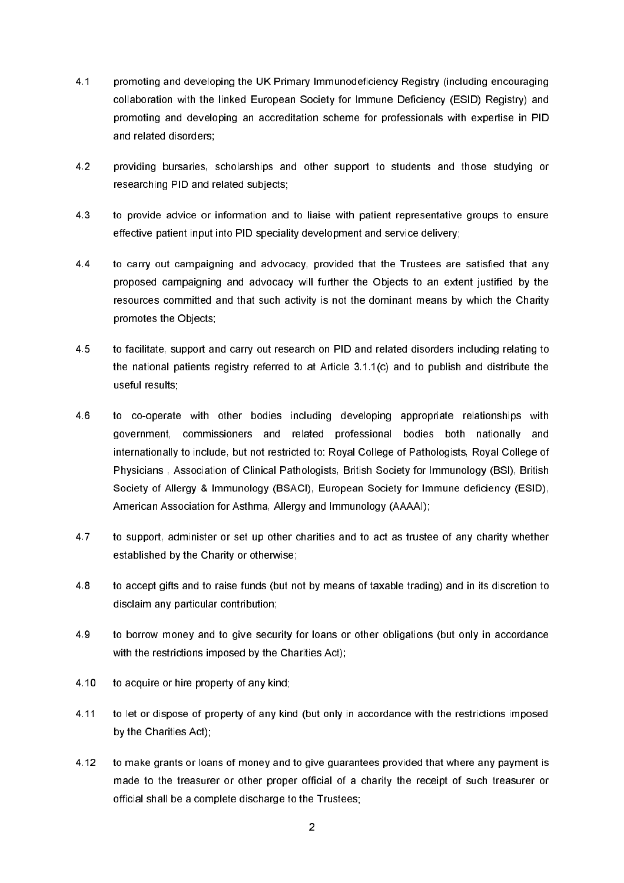4.1 promoting and developing the UK Primary Immunodeficiency Registry (including encouraging collaboration with the linked European Society for Immune Deficiency (ESID) Registry) and promoting and developing an accreditation scheme for professionals with expertise in PID and related disorders;

4.2 providing bursaries, scholarships and other support to students and those studying or researching PID and related subjects;

4.3 to provide advice or information and to liaise with patient representative groups to ensure effective patient input into PID speciality development and service delivery;

4.4 to carry out campaigning and advocacy, provided that the Trustees are satisfied that any proposed campaigning and advocacy will further the Objects to an extent justified by the resources committed and that such activity is not the dominant means by which the Charity promotes the Objects;

4.5 to facilitate, support and carry out research on PID and related disorders including relating to the national patients registry referred to at Article 3.1.1(c) and to publish and distribute the useful results;

4.6 to co-operate with other bodies including developing appropriate relationships with government, commissioners and related professional bodies both nationally and internationally to include, but not restricted to: Royal College of Pathologists, Royal College of Physicians , Association of Clinical Pathologists, British Society for Immunology (BSI), British Society of Allergy & Immunology (BSACI), European Society for Immune deficiency (ESID), American Association for Asthma, Allergy and Immunology (AAAAI);

4.7 to support, administer or set up other charities and to act as trustee of any charity whether established by the Charity or otherwise;

4.8 to accept gifts and to raise funds (but not by means of taxable trading) and in its discretion to disclaim any particular contribution;

4.9 to borrow money and to give security for loans or other obligations (but only in accordance with the restrictions imposed by the Charities Act);

4.10 to acquire or hire property of any kind;

4.11 to let or dispose of property of any kind (but only in accordance with the restrictions imposed by the Charities Act);

4.12 to make grants or loans of money and to give guarantees provided that where any payment is made to the treasurer or other proper official of a charity the receipt of such treasurer or official shall be a complete discharge to the Trustees;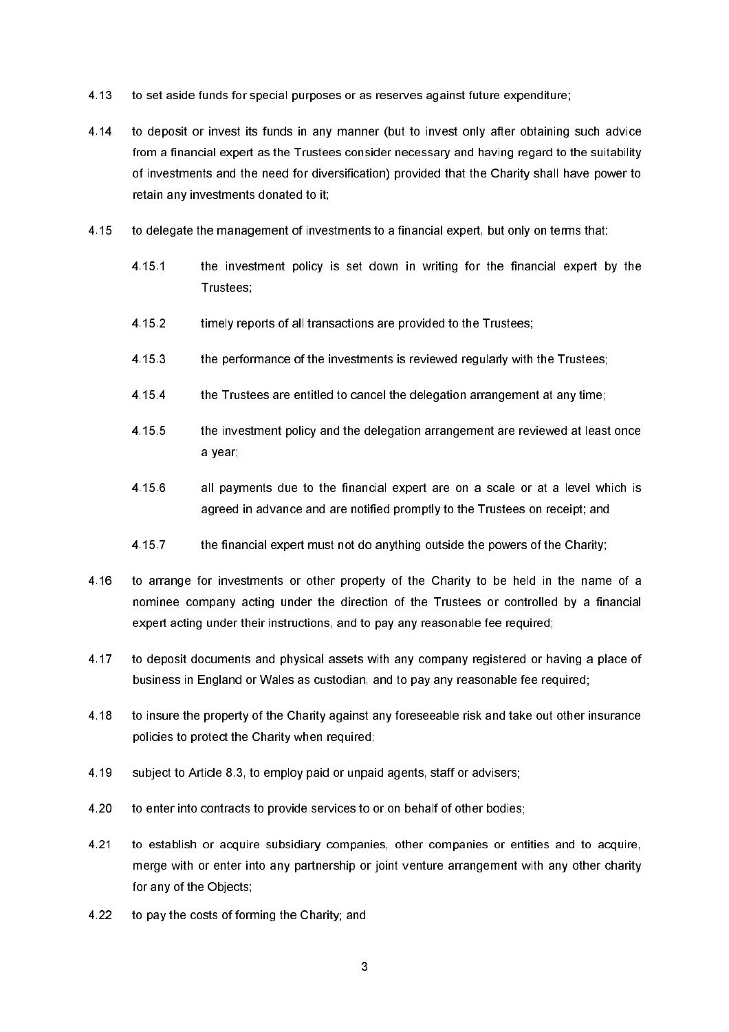4.13 to set aside funds for special purposes or as reserves against future expenditure;

4.14 to deposit or invest its funds in any manner (but to invest only after obtaining such advice from a financial expert as the Trustees consider necessary and having regard to the suitability of investments and the need for diversification) provided that the Charity shall have power to retain any investments donated to it;

4.15 to delegate the management of investments to a financial expert, but only on terms that:

4.15.1 the investment policy is set down in writing for the financial expert by the Trustees;

4.15.2 timely reports of all transactions are provided to the Trustees;

4.15.3 the performance of the investments is reviewed regularly with the Trustees;

4.15.4 the Trustees are entitled to cancel the delegation arrangement at any time;

4.15.5 the investment policy and the delegation arrangement are reviewed at least once a year;

4.15.6 all payments due to the financial expert are on a scale or at a level which is agreed in advance and are notified promptly to the Trustees on receipt; and

4.15.7 the financial expert must not do anything outside the powers of the Charity;

4.16 to arrange for investments or other property of the Charity to be held in the name of a nominee company acting under the direction of the Trustees or controlled by a financial expert acting under their instructions, and to pay any reasonable fee required;

4.17 to deposit documents and physical assets with any company registered or having a place of business in England or Wales as custodian, and to pay any reasonable fee required;

4.18 to insure the property of the Charity against any foreseeable risk and take out other insurance policies to protect the Charity when required;

4.19 subject to Article 8.3, to employ paid or unpaid agents, staff or advisers;

4.20 to enter into contracts to provide services to or on behalf of other bodies;

4.21 to establish or acquire subsidiary companies, other companies or entities and to acquire, merge with or enter into any partnership or joint venture arrangement with any other charity for any of the Objects;

4.22 to pay the costs of forming the Charity; and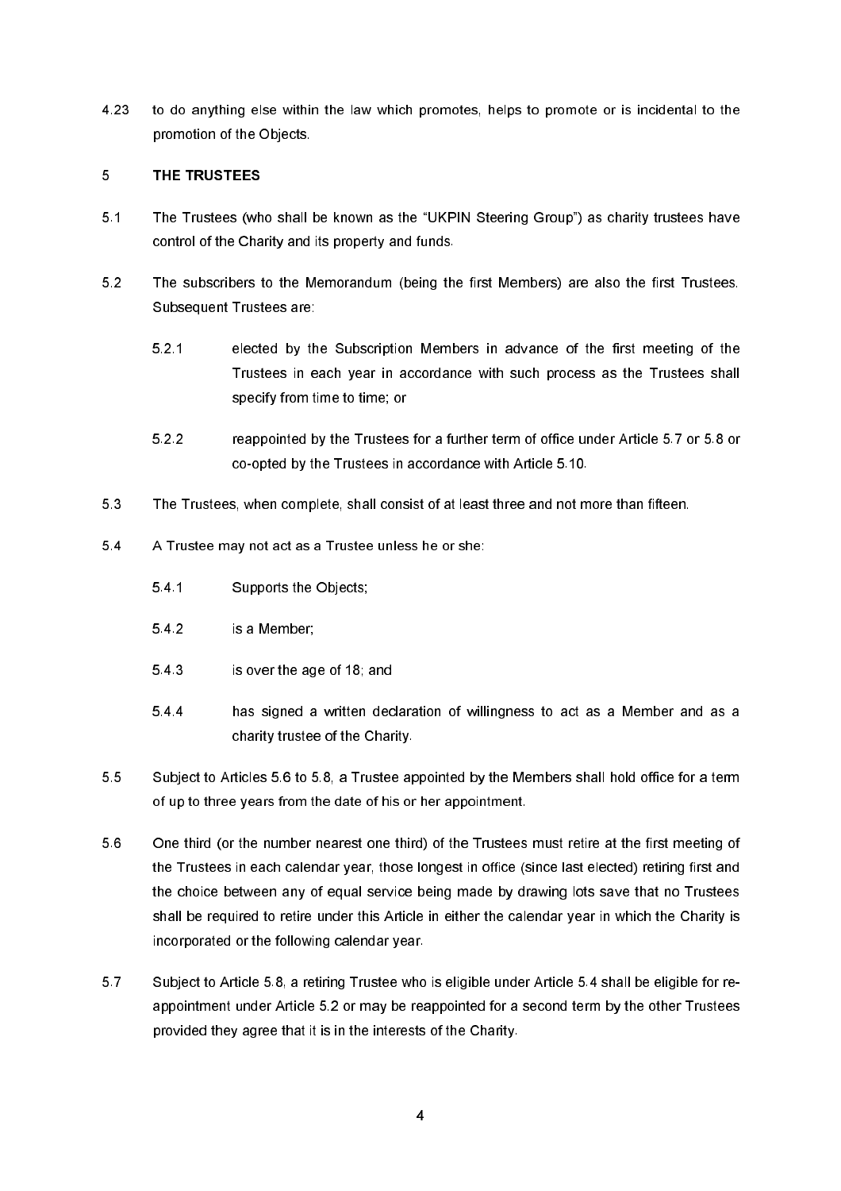4.23 to do anything else within the law which promotes, helps to promote or is incidental to the promotion of the Objects.

## 5 THE TRUSTEES

5.1 The Trustees (who shall be known as the "UKPIN Steering Group") as charity trustees have control of the Charity and its property and funds.

5.2 The subscribers to the Memorandum (being the first Members) are also the first Trustees. Subsequent Trustees are:

> 5.2.1 elected by the Subscription Members in advance of the first meeting of the Trustees in each year in accordance with such process as the Trustees shall specify from time to time; or
>
> 5.2.2 reappointed by the Trustees for a further term of office under Article 5.7 or 5.8 or co-opted by the Trustees in accordance with Article 5.10.

5.3 The Trustees, when complete, shall consist of at least three and not more than fifteen.

5.4 A Trustee may not act as a Trustee unless he or she:

> 5.4.1 Supports the Objects;
>
> 5.4.2 is a Member;
>
> 5.4.3 is over the age of 18; and
>
> 5.4.4 has signed a written declaration of willingness to act as a Member and as a charity trustee of the Charity.

5.5 Subject to Articles 5.6 to 5.8, a Trustee appointed by the Members shall hold office for a term of up to three years from the date of his or her appointment.

5.6 One third (or the number nearest one third) of the Trustees must retire at the first meeting of the Trustees in each calendar year, those longest in office (since last elected) retiring first and the choice between any of equal service being made by drawing lots save that no Trustees shall be required to retire under this Article in either the calendar year in which the Charity is incorporated or the following calendar year.

5.7 Subject to Article 5.8, a retiring Trustee who is eligible under Article 5.4 shall be eligible for re-appointment under Article 5.2 or may be reappointed for a second term by the other Trustees provided they agree that it is in the interests of the Charity.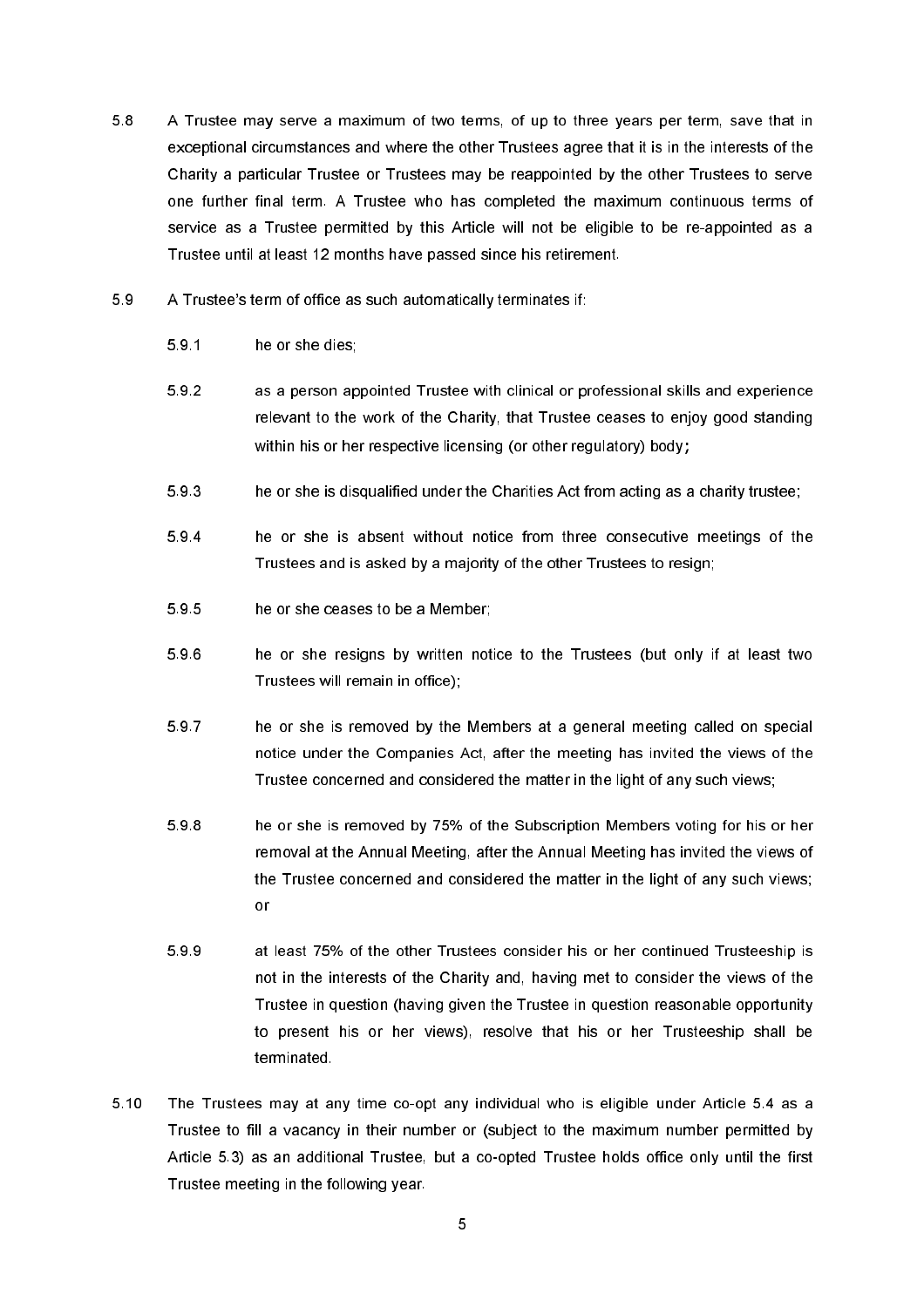5.8 A Trustee may serve a maximum of two terms, of up to three years per term, save that in exceptional circumstances and where the other Trustees agree that it is in the interests of the Charity a particular Trustee or Trustees may be reappointed by the other Trustees to serve one further final term. A Trustee who has completed the maximum continuous terms of service as a Trustee permitted by this Article will not be eligible to be re-appointed as a Trustee until at least 12 months have passed since his retirement.

5.9 A Trustee's term of office as such automatically terminates if:

5.9.1 he or she dies;

5.9.2 as a person appointed Trustee with clinical or professional skills and experience relevant to the work of the Charity, that Trustee ceases to enjoy good standing within his or her respective licensing (or other regulatory) body**;**

5.9.3 he or she is disqualified under the Charities Act from acting as a charity trustee;

5.9.4 he or she is absent without notice from three consecutive meetings of the Trustees and is asked by a majority of the other Trustees to resign;

5.9.5 he or she ceases to be a Member;

5.9.6 he or she resigns by written notice to the Trustees (but only if at least two Trustees will remain in office);

5.9.7 he or she is removed by the Members at a general meeting called on special notice under the Companies Act, after the meeting has invited the views of the Trustee concerned and considered the matter in the light of any such views;

5.9.8 he or she is removed by 75% of the Subscription Members voting for his or her removal at the Annual Meeting, after the Annual Meeting has invited the views of the Trustee concerned and considered the matter in the light of any such views; or

5.9.9 at least 75% of the other Trustees consider his or her continued Trusteeship is not in the interests of the Charity and, having met to consider the views of the Trustee in question (having given the Trustee in question reasonable opportunity to present his or her views), resolve that his or her Trusteeship shall be terminated.

5.10 The Trustees may at any time co-opt any individual who is eligible under Article 5.4 as a Trustee to fill a vacancy in their number or (subject to the maximum number permitted by Article 5.3) as an additional Trustee, but a co-opted Trustee holds office only until the first Trustee meeting in the following year.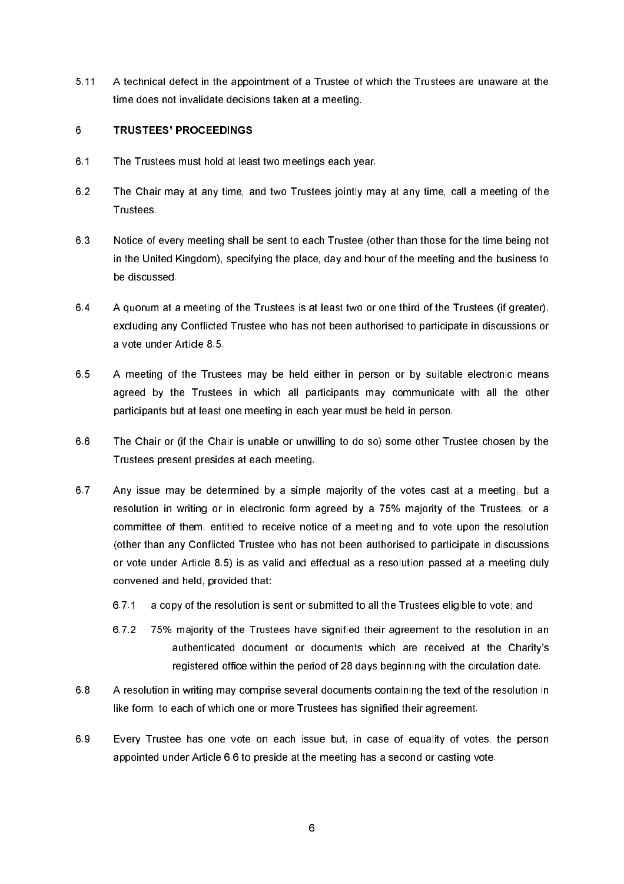5.11 A technical defect in the appointment of a Trustee of which the Trustees are unaware at the time does not invalidate decisions taken at a meeting.

## 6 TRUSTEES' PROCEEDINGS

6.1 The Trustees must hold at least two meetings each year.

6.2 The Chair may at any time, and two Trustees jointly may at any time, call a meeting of the Trustees.

6.3 Notice of every meeting shall be sent to each Trustee (other than those for the time being not in the United Kingdom), specifying the place, day and hour of the meeting and the business to be discussed.

6.4 A quorum at a meeting of the Trustees is at least two or one third of the Trustees (if greater), excluding any Conflicted Trustee who has not been authorised to participate in discussions or a vote under Article 8.5.

6.5 A meeting of the Trustees may be held either in person or by suitable electronic means agreed by the Trustees in which all participants may communicate with all the other participants but at least one meeting in each year must be held in person.

6.6 The Chair or (if the Chair is unable or unwilling to do so) some other Trustee chosen by the Trustees present presides at each meeting.

6.7 Any issue may be determined by a simple majority of the votes cast at a meeting, but a resolution in writing or in electronic form agreed by a 75% majority of the Trustees, or a committee of them, entitled to receive notice of a meeting and to vote upon the resolution (other than any Conflicted Trustee who has not been authorised to participate in discussions or vote under Article 8.5) is as valid and effectual as a resolution passed at a meeting duly convened and held, provided that:

6.7.1 a copy of the resolution is sent or submitted to all the Trustees eligible to vote; and

6.7.2 75% majority of the Trustees have signified their agreement to the resolution in an authenticated document or documents which are received at the Charity's registered office within the period of 28 days beginning with the circulation date.

6.8 A resolution in writing may comprise several documents containing the text of the resolution in like form, to each of which one or more Trustees has signified their agreement.

6.9 Every Trustee has one vote on each issue but, in case of equality of votes, the person appointed under Article 6.6 to preside at the meeting has a second or casting vote.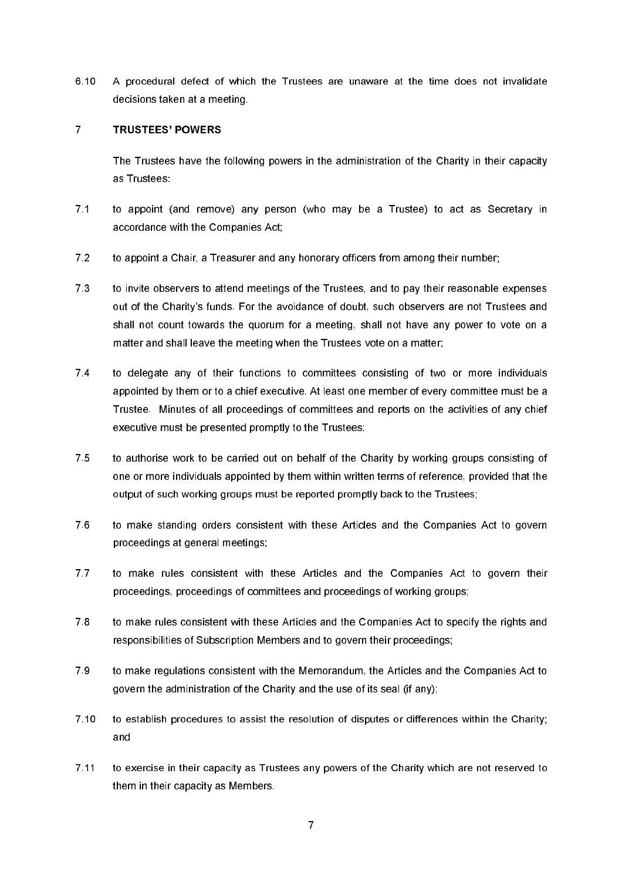6.10 A procedural defect of which the Trustees are unaware at the time does not invalidate decisions taken at a meeting.

## 7 TRUSTEES' POWERS

The Trustees have the following powers in the administration of the Charity in their capacity as Trustees:

7.1 to appoint (and remove) any person (who may be a Trustee) to act as Secretary in accordance with the Companies Act;

7.2 to appoint a Chair, a Treasurer and any honorary officers from among their number;

7.3 to invite observers to attend meetings of the Trustees, and to pay their reasonable expenses out of the Charity's funds. For the avoidance of doubt, such observers are not Trustees and shall not count towards the quorum for a meeting, shall not have any power to vote on a matter and shall leave the meeting when the Trustees vote on a matter;

7.4 to delegate any of their functions to committees consisting of two or more individuals appointed by them or to a chief executive. At least one member of every committee must be a Trustee. Minutes of all proceedings of committees and reports on the activities of any chief executive must be presented promptly to the Trustees;

7.5 to authorise work to be carried out on behalf of the Charity by working groups consisting of one or more individuals appointed by them within written terms of reference, provided that the output of such working groups must be reported promptly back to the Trustees;

7.6 to make standing orders consistent with these Articles and the Companies Act to govern proceedings at general meetings;

7.7 to make rules consistent with these Articles and the Companies Act to govern their proceedings, proceedings of committees and proceedings of working groups;

7.8 to make rules consistent with these Articles and the Companies Act to specify the rights and responsibilities of Subscription Members and to govern their proceedings;

7.9 to make regulations consistent with the Memorandum, the Articles and the Companies Act to govern the administration of the Charity and the use of its seal (if any);

7.10 to establish procedures to assist the resolution of disputes or differences within the Charity; and

7.11 to exercise in their capacity as Trustees any powers of the Charity which are not reserved to them in their capacity as Members.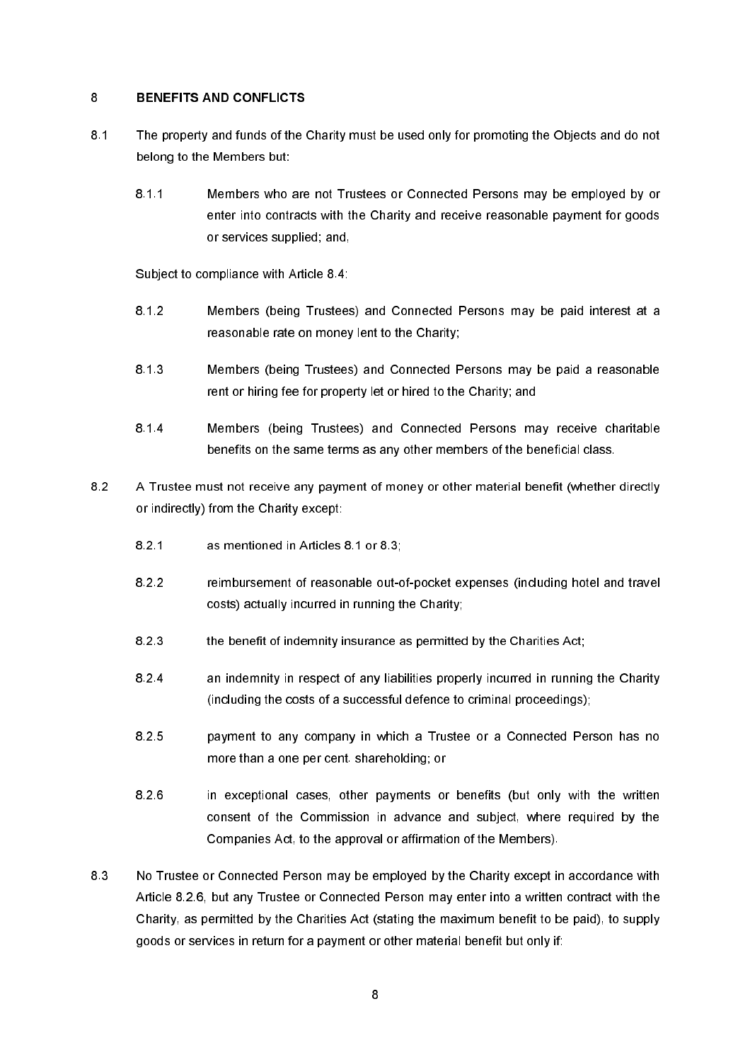## 8 BENEFITS AND CONFLICTS

8.1 The property and funds of the Charity must be used only for promoting the Objects and do not belong to the Members but:

8.1.1 Members who are not Trustees or Connected Persons may be employed by or enter into contracts with the Charity and receive reasonable payment for goods or services supplied; and,

Subject to compliance with Article 8.4:

8.1.2 Members (being Trustees) and Connected Persons may be paid interest at a reasonable rate on money lent to the Charity;

8.1.3 Members (being Trustees) and Connected Persons may be paid a reasonable rent or hiring fee for property let or hired to the Charity; and

8.1.4 Members (being Trustees) and Connected Persons may receive charitable benefits on the same terms as any other members of the beneficial class.

8.2 A Trustee must not receive any payment of money or other material benefit (whether directly or indirectly) from the Charity except:

8.2.1 as mentioned in Articles 8.1 or 8.3;

8.2.2 reimbursement of reasonable out-of-pocket expenses (including hotel and travel costs) actually incurred in running the Charity;

8.2.3 the benefit of indemnity insurance as permitted by the Charities Act;

8.2.4 an indemnity in respect of any liabilities properly incurred in running the Charity (including the costs of a successful defence to criminal proceedings);

8.2.5 payment to any company in which a Trustee or a Connected Person has no more than a one per cent. shareholding; or

8.2.6 in exceptional cases, other payments or benefits (but only with the written consent of the Commission in advance and subject, where required by the Companies Act, to the approval or affirmation of the Members).

8.3 No Trustee or Connected Person may be employed by the Charity except in accordance with Article 8.2.6, but any Trustee or Connected Person may enter into a written contract with the Charity, as permitted by the Charities Act (stating the maximum benefit to be paid), to supply goods or services in return for a payment or other material benefit but only if: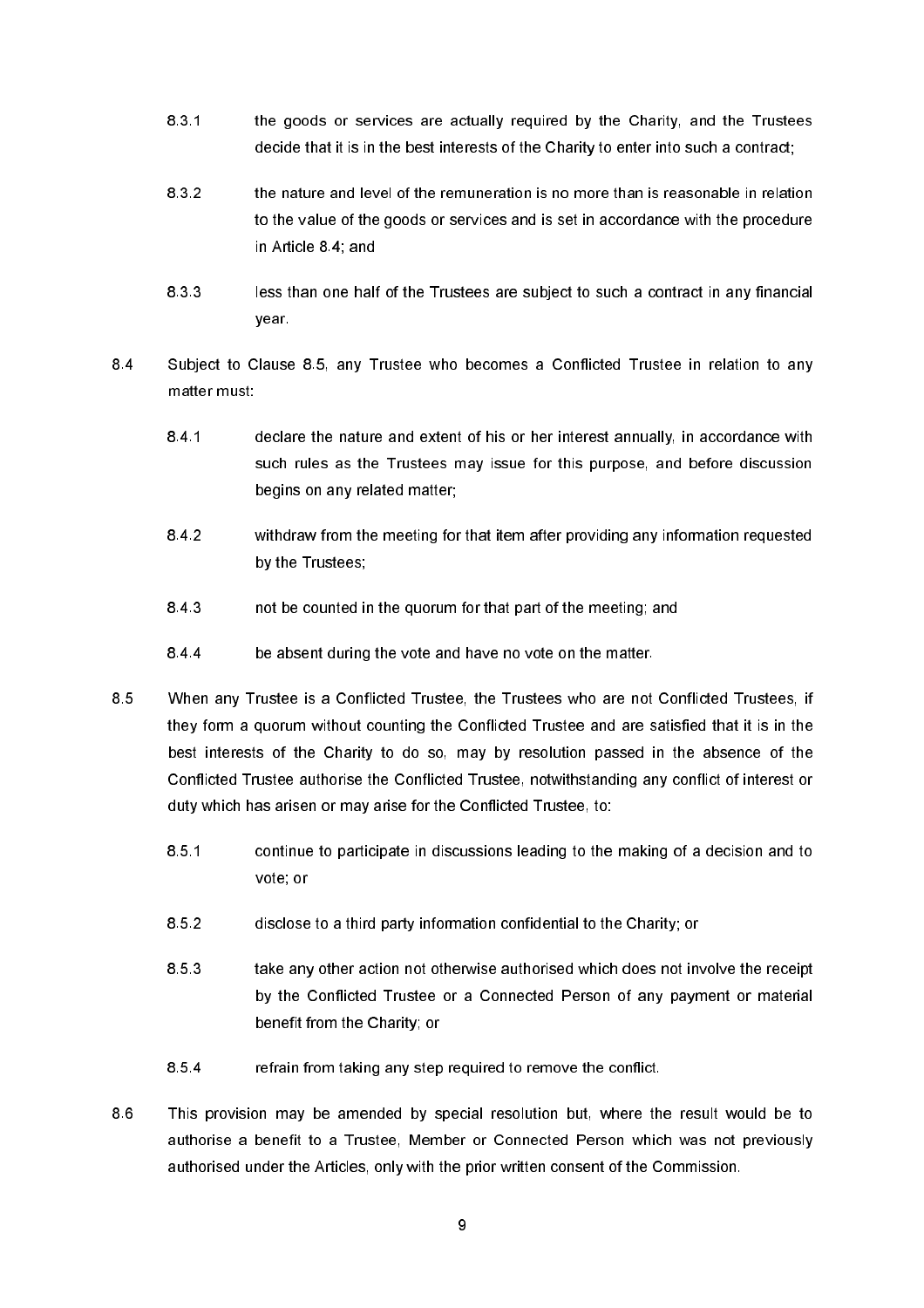8.3.1 the goods or services are actually required by the Charity, and the Trustees decide that it is in the best interests of the Charity to enter into such a contract;

8.3.2 the nature and level of the remuneration is no more than is reasonable in relation to the value of the goods or services and is set in accordance with the procedure in Article 8.4; and

8.3.3 less than one half of the Trustees are subject to such a contract in any financial year.

8.4 Subject to Clause 8.5, any Trustee who becomes a Conflicted Trustee in relation to any matter must:

8.4.1 declare the nature and extent of his or her interest annually, in accordance with such rules as the Trustees may issue for this purpose, and before discussion begins on any related matter;

8.4.2 withdraw from the meeting for that item after providing any information requested by the Trustees;

8.4.3 not be counted in the quorum for that part of the meeting; and

8.4.4 be absent during the vote and have no vote on the matter.

8.5 When any Trustee is a Conflicted Trustee, the Trustees who are not Conflicted Trustees, if they form a quorum without counting the Conflicted Trustee and are satisfied that it is in the best interests of the Charity to do so, may by resolution passed in the absence of the Conflicted Trustee authorise the Conflicted Trustee, notwithstanding any conflict of interest or duty which has arisen or may arise for the Conflicted Trustee, to:

8.5.1 continue to participate in discussions leading to the making of a decision and to vote; or

8.5.2 disclose to a third party information confidential to the Charity; or

8.5.3 take any other action not otherwise authorised which does not involve the receipt by the Conflicted Trustee or a Connected Person of any payment or material benefit from the Charity; or

8.5.4 refrain from taking any step required to remove the conflict.

8.6 This provision may be amended by special resolution but, where the result would be to authorise a benefit to a Trustee, Member or Connected Person which was not previously authorised under the Articles, only with the prior written consent of the Commission.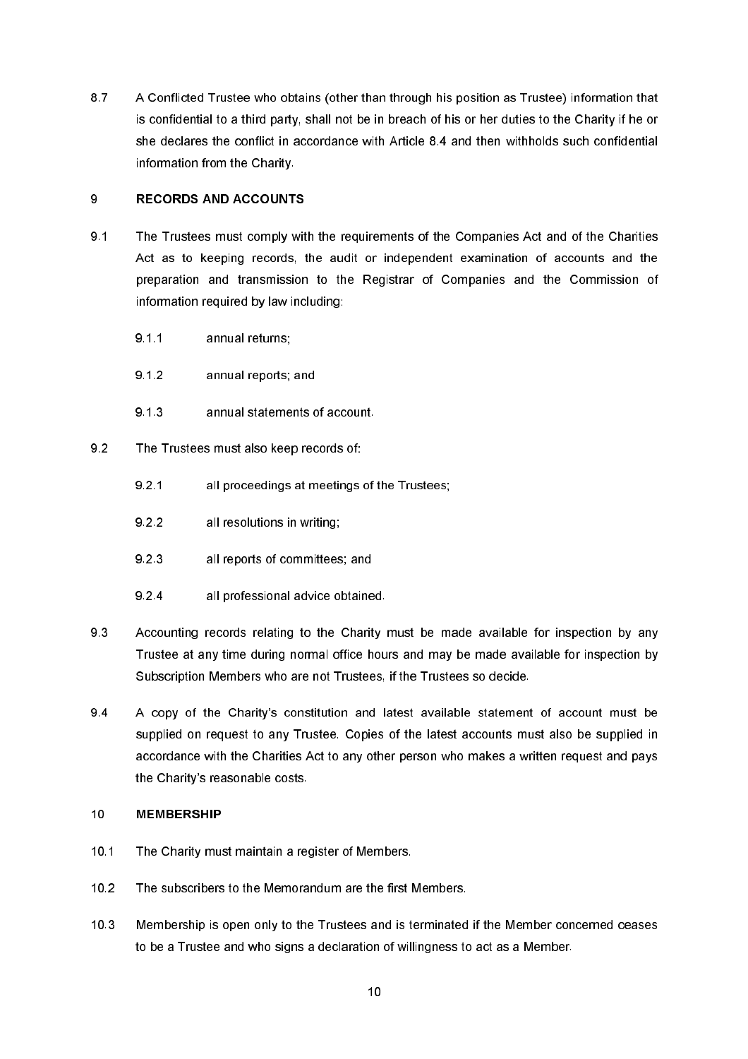8.7 A Conflicted Trustee who obtains (other than through his position as Trustee) information that is confidential to a third party, shall not be in breach of his or her duties to the Charity if he or she declares the conflict in accordance with Article 8.4 and then withholds such confidential information from the Charity.

## 9 RECORDS AND ACCOUNTS

9.1 The Trustees must comply with the requirements of the Companies Act and of the Charities Act as to keeping records, the audit or independent examination of accounts and the preparation and transmission to the Registrar of Companies and the Commission of information required by law including:

- 9.1.1 annual returns;
- 9.1.2 annual reports; and
- 9.1.3 annual statements of account.

9.2 The Trustees must also keep records of:

- 9.2.1 all proceedings at meetings of the Trustees;
- 9.2.2 all resolutions in writing;
- 9.2.3 all reports of committees; and
- 9.2.4 all professional advice obtained.

9.3 Accounting records relating to the Charity must be made available for inspection by any Trustee at any time during normal office hours and may be made available for inspection by Subscription Members who are not Trustees, if the Trustees so decide.

9.4 A copy of the Charity's constitution and latest available statement of account must be supplied on request to any Trustee. Copies of the latest accounts must also be supplied in accordance with the Charities Act to any other person who makes a written request and pays the Charity's reasonable costs.

## 10 MEMBERSHIP

10.1 The Charity must maintain a register of Members.

10.2 The subscribers to the Memorandum are the first Members.

10.3 Membership is open only to the Trustees and is terminated if the Member concerned ceases to be a Trustee and who signs a declaration of willingness to act as a Member.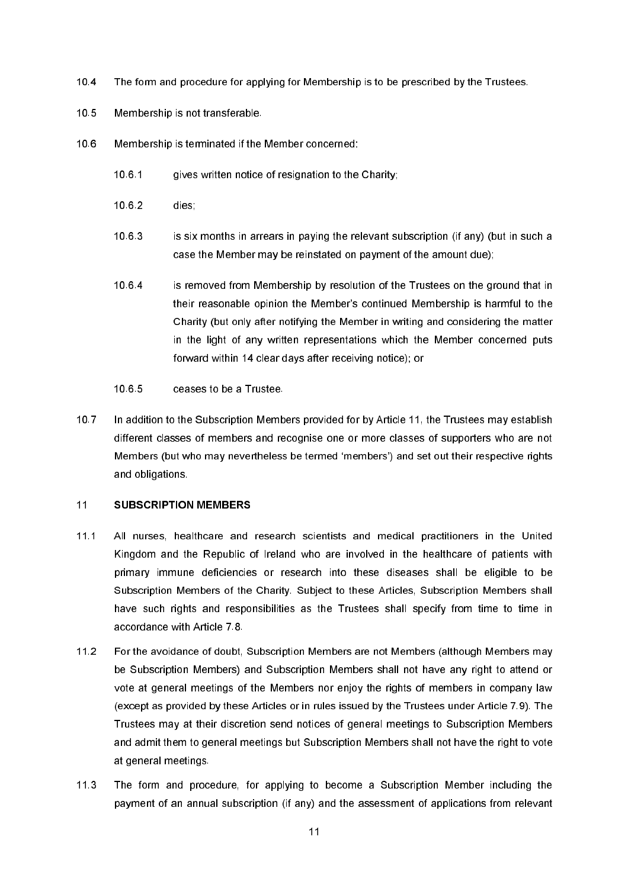10.4 The form and procedure for applying for Membership is to be prescribed by the Trustees.

10.5 Membership is not transferable.

10.6 Membership is terminated if the Member concerned:

- 10.6.1 gives written notice of resignation to the Charity;
- 10.6.2 dies;
- 10.6.3 is six months in arrears in paying the relevant subscription (if any) (but in such a case the Member may be reinstated on payment of the amount due);
- 10.6.4 is removed from Membership by resolution of the Trustees on the ground that in their reasonable opinion the Member's continued Membership is harmful to the Charity (but only after notifying the Member in writing and considering the matter in the light of any written representations which the Member concerned puts forward within 14 clear days after receiving notice); or
- 10.6.5 ceases to be a Trustee.

10.7 In addition to the Subscription Members provided for by Article 11, the Trustees may establish different classes of members and recognise one or more classes of supporters who are not Members (but who may nevertheless be termed 'members') and set out their respective rights and obligations.

## 11 SUBSCRIPTION MEMBERS

11.1 All nurses, healthcare and research scientists and medical practitioners in the United Kingdom and the Republic of Ireland who are involved in the healthcare of patients with primary immune deficiencies or research into these diseases shall be eligible to be Subscription Members of the Charity. Subject to these Articles, Subscription Members shall have such rights and responsibilities as the Trustees shall specify from time to time in accordance with Article 7.8.

11.2 For the avoidance of doubt, Subscription Members are not Members (although Members may be Subscription Members) and Subscription Members shall not have any right to attend or vote at general meetings of the Members nor enjoy the rights of members in company law (except as provided by these Articles or in rules issued by the Trustees under Article 7.9). The Trustees may at their discretion send notices of general meetings to Subscription Members and admit them to general meetings but Subscription Members shall not have the right to vote at general meetings.

11.3 The form and procedure, for applying to become a Subscription Member including the payment of an annual subscription (if any) and the assessment of applications from relevant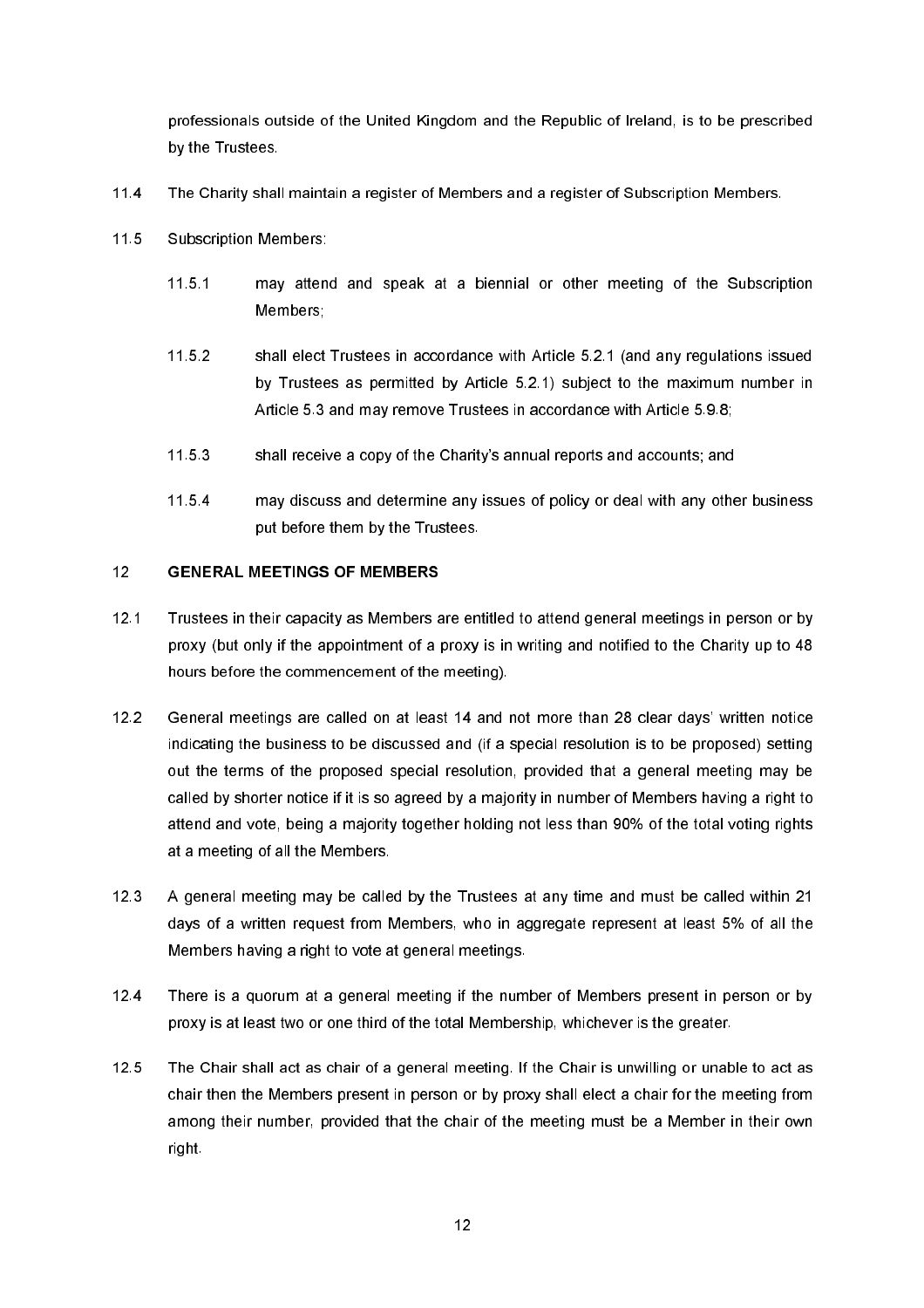professionals outside of the United Kingdom and the Republic of Ireland, is to be prescribed by the Trustees.

11.4 The Charity shall maintain a register of Members and a register of Subscription Members.

11.5 Subscription Members:

- 11.5.1 may attend and speak at a biennial or other meeting of the Subscription Members;
- 11.5.2 shall elect Trustees in accordance with Article 5.2.1 (and any regulations issued by Trustees as permitted by Article 5.2.1) subject to the maximum number in Article 5.3 and may remove Trustees in accordance with Article 5.9.8;
- 11.5.3 shall receive a copy of the Charity's annual reports and accounts; and
- 11.5.4 may discuss and determine any issues of policy or deal with any other business put before them by the Trustees.

## 12 GENERAL MEETINGS OF MEMBERS

12.1 Trustees in their capacity as Members are entitled to attend general meetings in person or by proxy (but only if the appointment of a proxy is in writing and notified to the Charity up to 48 hours before the commencement of the meeting).

12.2 General meetings are called on at least 14 and not more than 28 clear days' written notice indicating the business to be discussed and (if a special resolution is to be proposed) setting out the terms of the proposed special resolution, provided that a general meeting may be called by shorter notice if it is so agreed by a majority in number of Members having a right to attend and vote, being a majority together holding not less than 90% of the total voting rights at a meeting of all the Members.

12.3 A general meeting may be called by the Trustees at any time and must be called within 21 days of a written request from Members, who in aggregate represent at least 5% of all the Members having a right to vote at general meetings.

12.4 There is a quorum at a general meeting if the number of Members present in person or by proxy is at least two or one third of the total Membership, whichever is the greater.

12.5 The Chair shall act as chair of a general meeting. If the Chair is unwilling or unable to act as chair then the Members present in person or by proxy shall elect a chair for the meeting from among their number, provided that the chair of the meeting must be a Member in their own right.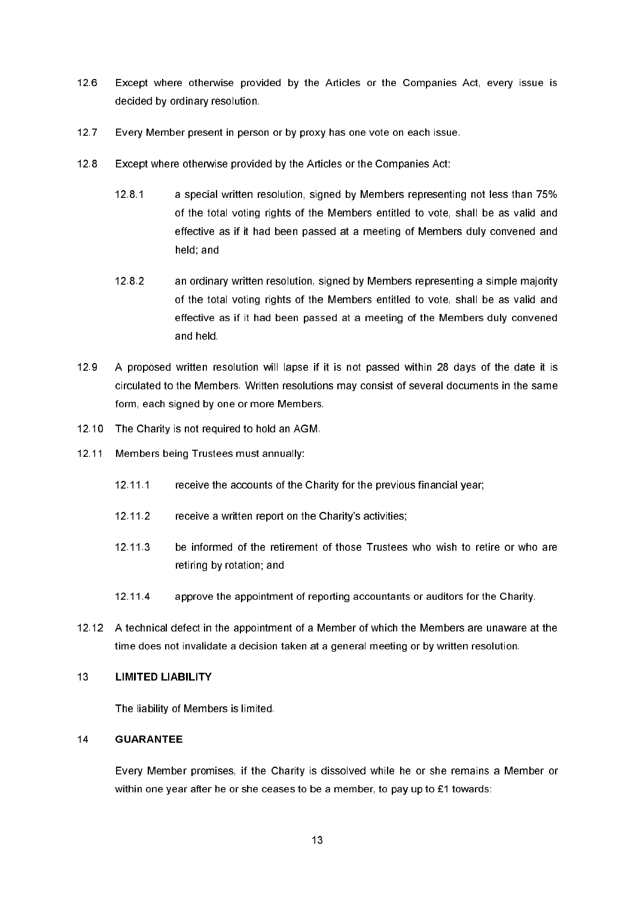12.6 Except where otherwise provided by the Articles or the Companies Act, every issue is decided by ordinary resolution.

12.7 Every Member present in person or by proxy has one vote on each issue.

12.8 Except where otherwise provided by the Articles or the Companies Act:

12.8.1 a special written resolution, signed by Members representing not less than 75% of the total voting rights of the Members entitled to vote, shall be as valid and effective as if it had been passed at a meeting of Members duly convened and held; and

12.8.2 an ordinary written resolution, signed by Members representing a simple majority of the total voting rights of the Members entitled to vote, shall be as valid and effective as if it had been passed at a meeting of the Members duly convened and held.

12.9 A proposed written resolution will lapse if it is not passed within 28 days of the date it is circulated to the Members. Written resolutions may consist of several documents in the same form, each signed by one or more Members.

12.10 The Charity is not required to hold an AGM.

12.11 Members being Trustees must annually:

12.11.1 receive the accounts of the Charity for the previous financial year;

12.11.2 receive a written report on the Charity's activities;

12.11.3 be informed of the retirement of those Trustees who wish to retire or who are retiring by rotation; and

12.11.4 approve the appointment of reporting accountants or auditors for the Charity.

12.12 A technical defect in the appointment of a Member of which the Members are unaware at the time does not invalidate a decision taken at a general meeting or by written resolution.

## 13 LIMITED LIABILITY

The liability of Members is limited.

## 14 GUARANTEE

Every Member promises, if the Charity is dissolved while he or she remains a Member or within one year after he or she ceases to be a member, to pay up to £1 towards: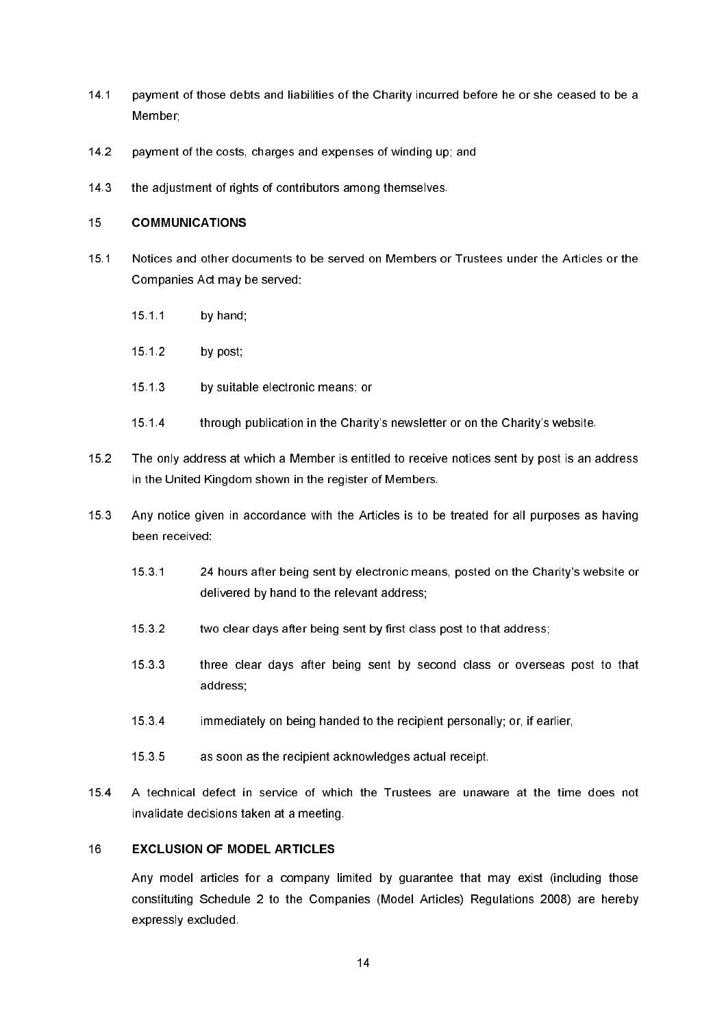14.1 payment of those debts and liabilities of the Charity incurred before he or she ceased to be a Member;

14.2 payment of the costs, charges and expenses of winding up; and

14.3 the adjustment of rights of contributors among themselves.

## 15 COMMUNICATIONS

15.1 Notices and other documents to be served on Members or Trustees under the Articles or the Companies Act may be served:

15.1.1 by hand;

15.1.2 by post;

15.1.3 by suitable electronic means; or

15.1.4 through publication in the Charity's newsletter or on the Charity's website.

15.2 The only address at which a Member is entitled to receive notices sent by post is an address in the United Kingdom shown in the register of Members.

15.3 Any notice given in accordance with the Articles is to be treated for all purposes as having been received:

15.3.1 24 hours after being sent by electronic means, posted on the Charity's website or delivered by hand to the relevant address;

15.3.2 two clear days after being sent by first class post to that address;

15.3.3 three clear days after being sent by second class or overseas post to that address;

15.3.4 immediately on being handed to the recipient personally; or, if earlier,

15.3.5 as soon as the recipient acknowledges actual receipt.

15.4 A technical defect in service of which the Trustees are unaware at the time does not invalidate decisions taken at a meeting.

## 16 EXCLUSION OF MODEL ARTICLES

Any model articles for a company limited by guarantee that may exist (including those constituting Schedule 2 to the Companies (Model Articles) Regulations 2008) are hereby expressly excluded.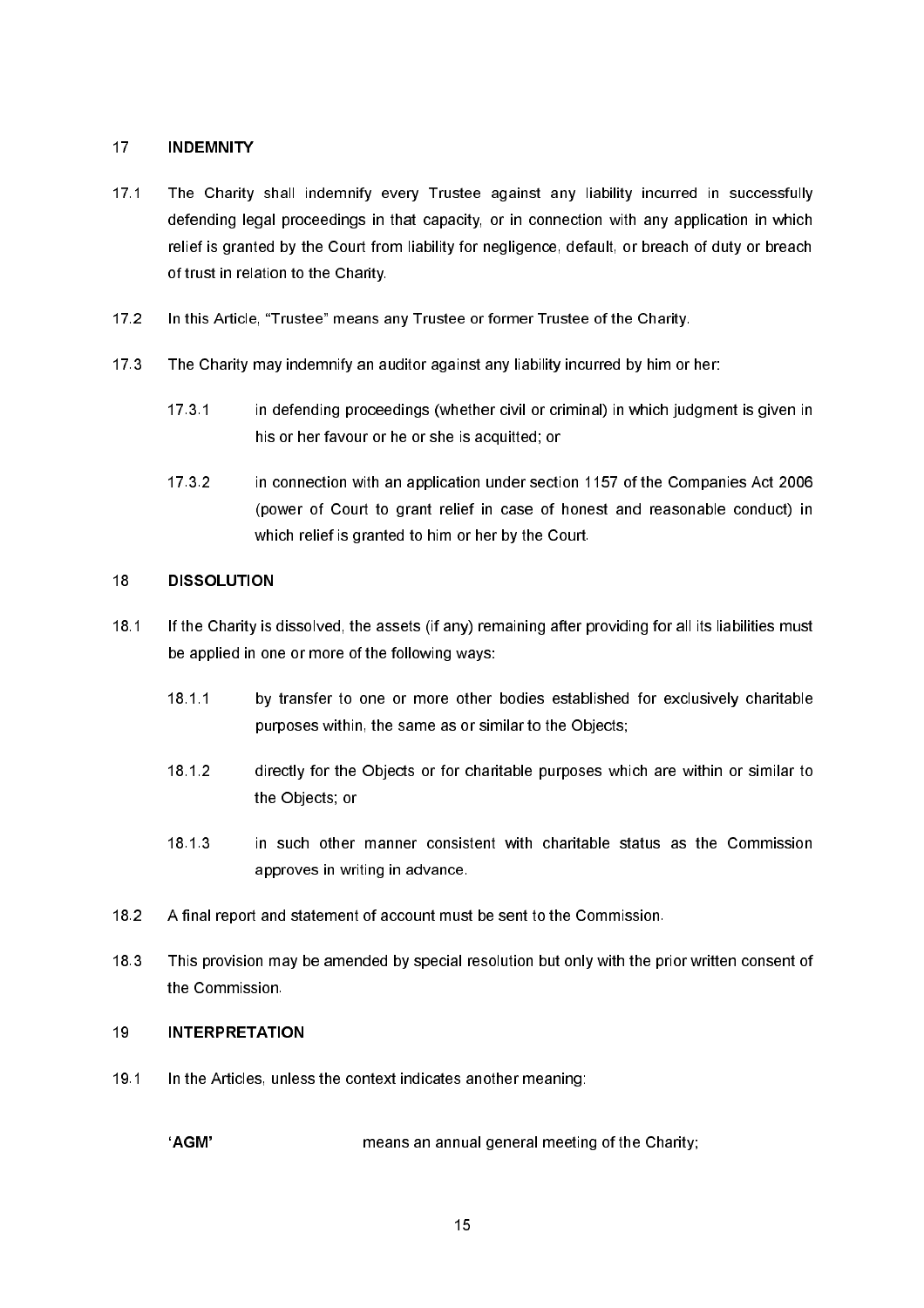## 17 INDEMNITY

17.1 The Charity shall indemnify every Trustee against any liability incurred in successfully defending legal proceedings in that capacity, or in connection with any application in which relief is granted by the Court from liability for negligence, default, or breach of duty or breach of trust in relation to the Charity.

17.2 In this Article, "Trustee" means any Trustee or former Trustee of the Charity.

17.3 The Charity may indemnify an auditor against any liability incurred by him or her:

17.3.1 in defending proceedings (whether civil or criminal) in which judgment is given in his or her favour or he or she is acquitted; or

17.3.2 in connection with an application under section 1157 of the Companies Act 2006 (power of Court to grant relief in case of honest and reasonable conduct) in which relief is granted to him or her by the Court.

## 18 DISSOLUTION

18.1 If the Charity is dissolved, the assets (if any) remaining after providing for all its liabilities must be applied in one or more of the following ways:

18.1.1 by transfer to one or more other bodies established for exclusively charitable purposes within, the same as or similar to the Objects;

18.1.2 directly for the Objects or for charitable purposes which are within or similar to the Objects; or

18.1.3 in such other manner consistent with charitable status as the Commission approves in writing in advance.

18.2 A final report and statement of account must be sent to the Commission.

18.3 This provision may be amended by special resolution but only with the prior written consent of the Commission.

## 19 INTERPRETATION

19.1 In the Articles, unless the context indicates another meaning:

**'AGM'** means an annual general meeting of the Charity;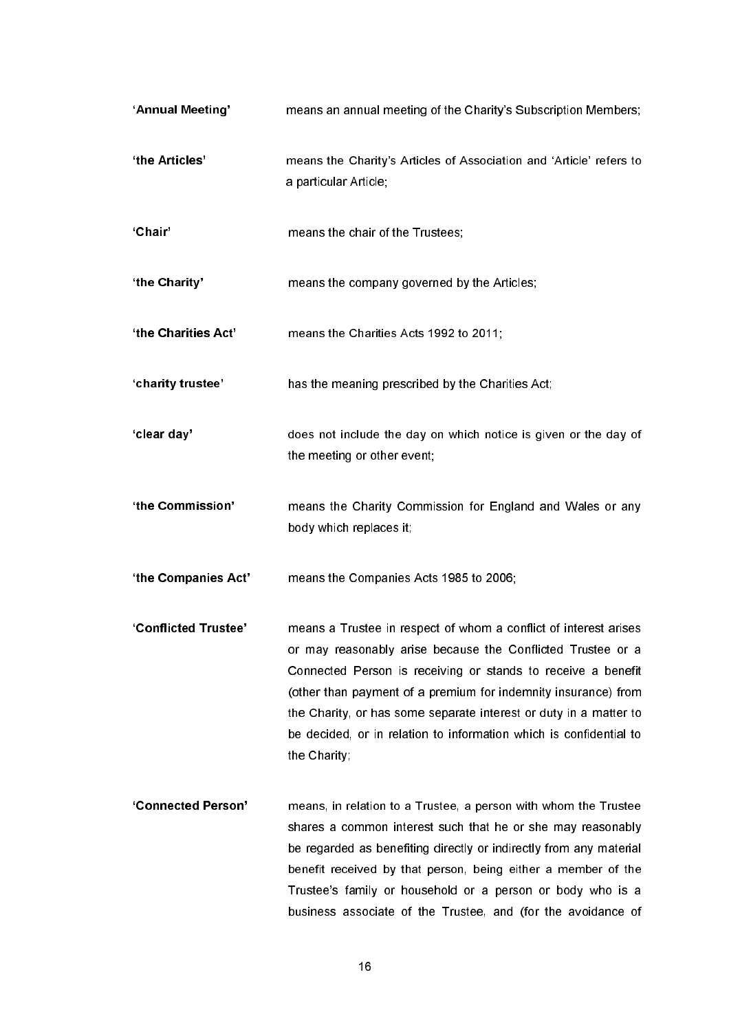**'Annual Meeting'** means an annual meeting of the Charity's Subscription Members;

**'the Articles'** means the Charity's Articles of Association and 'Article' refers to a particular Article;

**'Chair'** means the chair of the Trustees;

**'the Charity'** means the company governed by the Articles;

**'the Charities Act'** means the Charities Acts 1992 to 2011;

**'charity trustee'** has the meaning prescribed by the Charities Act;

**'clear day'** does not include the day on which notice is given or the day of the meeting or other event;

**'the Commission'** means the Charity Commission for England and Wales or any body which replaces it;

**'the Companies Act'** means the Companies Acts 1985 to 2006;

**'Conflicted Trustee'** means a Trustee in respect of whom a conflict of interest arises or may reasonably arise because the Conflicted Trustee or a Connected Person is receiving or stands to receive a benefit (other than payment of a premium for indemnity insurance) from the Charity, or has some separate interest or duty in a matter to be decided, or in relation to information which is confidential to the Charity;

**'Connected Person'** means, in relation to a Trustee, a person with whom the Trustee shares a common interest such that he or she may reasonably be regarded as benefiting directly or indirectly from any material benefit received by that person, being either a member of the Trustee's family or household or a person or body who is a business associate of the Trustee, and (for the avoidance of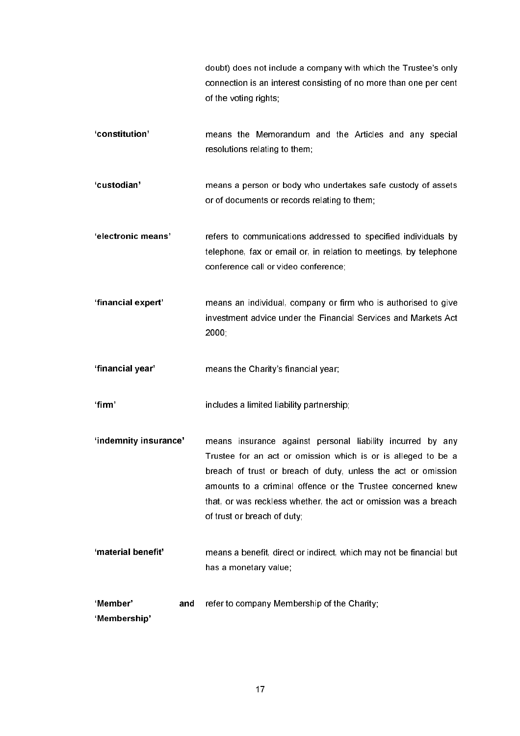doubt) does not include a company with which the Trustee's only connection is an interest consisting of no more than one per cent of the voting rights;

| | |
|---|---|
| **'constitution'** | means the Memorandum and the Articles and any special resolutions relating to them; |
| **'custodian'** | means a person or body who undertakes safe custody of assets or of documents or records relating to them; |
| **'electronic means'** | refers to communications addressed to specified individuals by telephone, fax or email or, in relation to meetings, by telephone conference call or video conference; |
| **'financial expert'** | means an individual, company or firm who is authorised to give investment advice under the Financial Services and Markets Act 2000; |
| **'financial year'** | means the Charity's financial year; |
| **'firm'** | includes a limited liability partnership; |
| **'indemnity insurance'** | means insurance against personal liability incurred by any Trustee for an act or omission which is or is alleged to be a breach of trust or breach of duty, unless the act or omission amounts to a criminal offence or the Trustee concerned knew that, or was reckless whether, the act or omission was a breach of trust or breach of duty; |
| **'material benefit'** | means a benefit, direct or indirect, which may not be financial but has a monetary value; |
| **'Member' and 'Membership'** | refer to company Membership of the Charity; |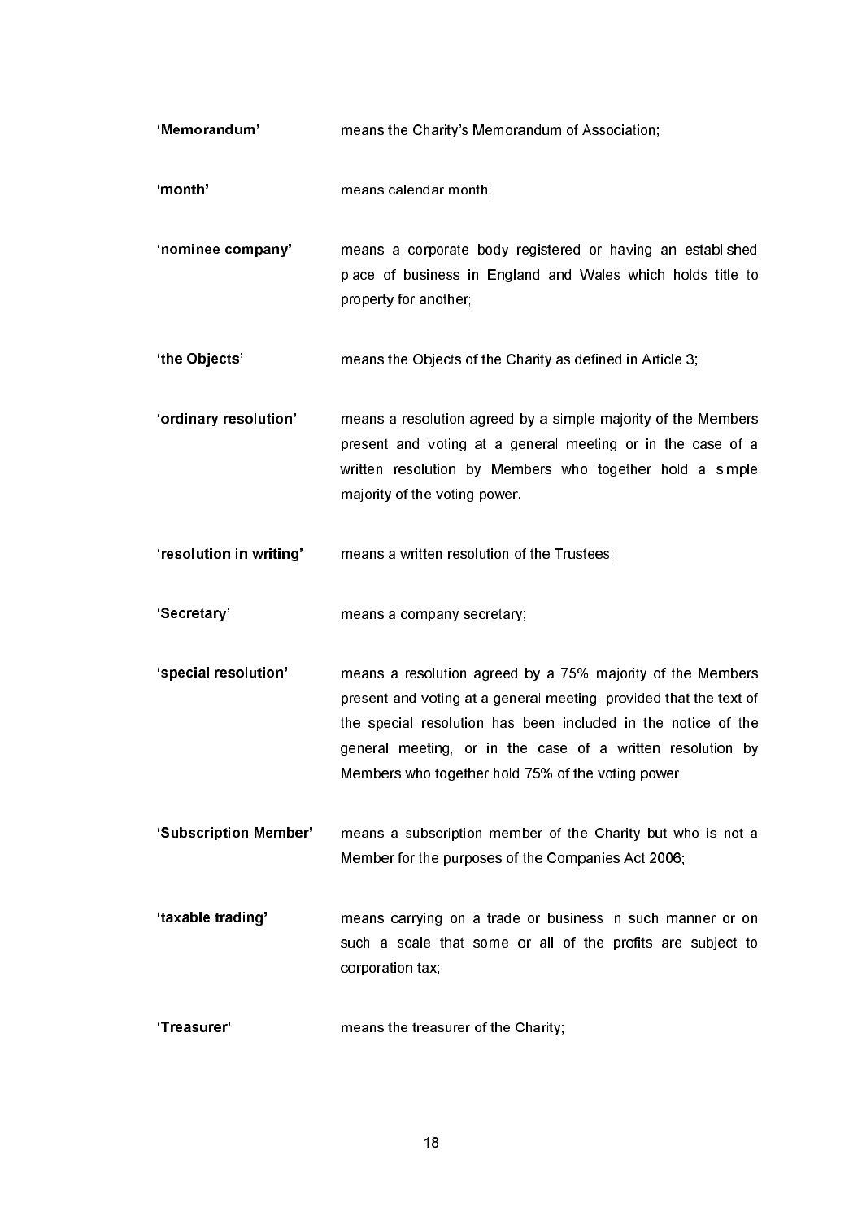| | |
|---|---|
| **'Memorandum'** | means the Charity's Memorandum of Association; |
| **'month'** | means calendar month; |
| **'nominee company'** | means a corporate body registered or having an established place of business in England and Wales which holds title to property for another; |
| **'the Objects'** | means the Objects of the Charity as defined in Article 3; |
| **'ordinary resolution'** | means a resolution agreed by a simple majority of the Members present and voting at a general meeting or in the case of a written resolution by Members who together hold a simple majority of the voting power. |
| **'resolution in writing'** | means a written resolution of the Trustees; |
| **'Secretary'** | means a company secretary; |
| **'special resolution'** | means a resolution agreed by a 75% majority of the Members present and voting at a general meeting, provided that the text of the special resolution has been included in the notice of the general meeting, or in the case of a written resolution by Members who together hold 75% of the voting power. |
| **'Subscription Member'** | means a subscription member of the Charity but who is not a Member for the purposes of the Companies Act 2006; |
| **'taxable trading'** | means carrying on a trade or business in such manner or on such a scale that some or all of the profits are subject to corporation tax; |
| **'Treasurer'** | means the treasurer of the Charity; |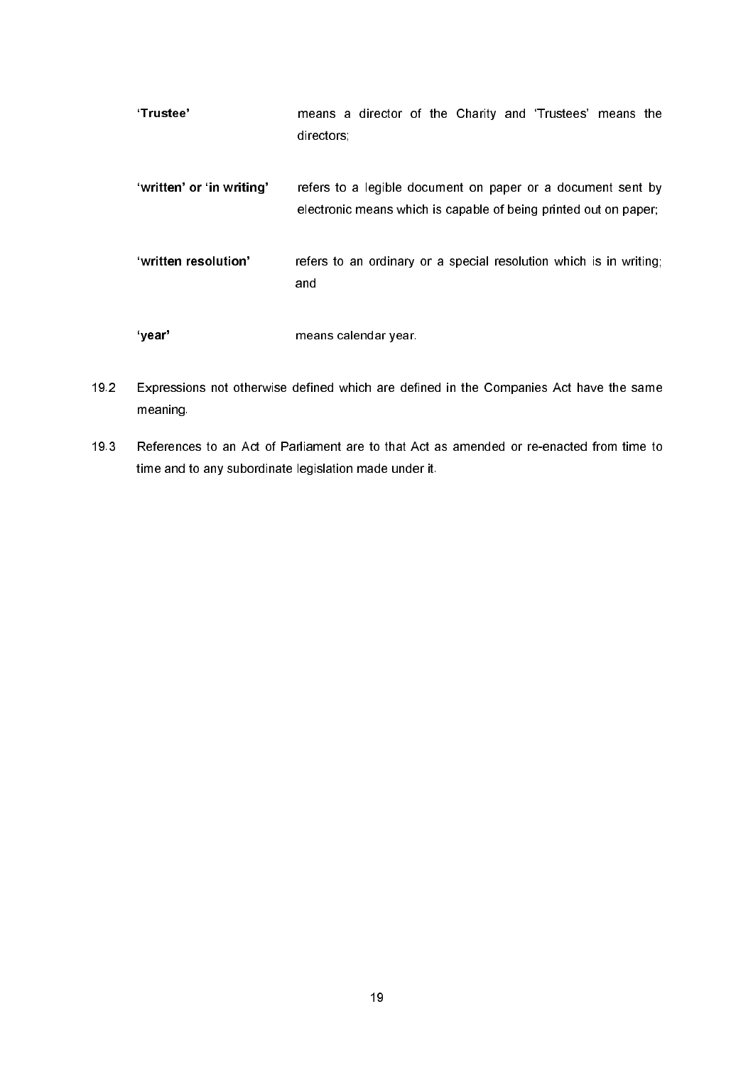| | |
|---|---|
| **'Trustee'** | means a director of the Charity and 'Trustees' means the directors; |
| **'written' or 'in writing'** | refers to a legible document on paper or a document sent by electronic means which is capable of being printed out on paper; |
| **'written resolution'** | refers to an ordinary or a special resolution which is in writing; and |
| **'year'** | means calendar year. |

19.2 Expressions not otherwise defined which are defined in the Companies Act have the same meaning.

19.3 References to an Act of Parliament are to that Act as amended or re-enacted from time to time and to any subordinate legislation made under it.